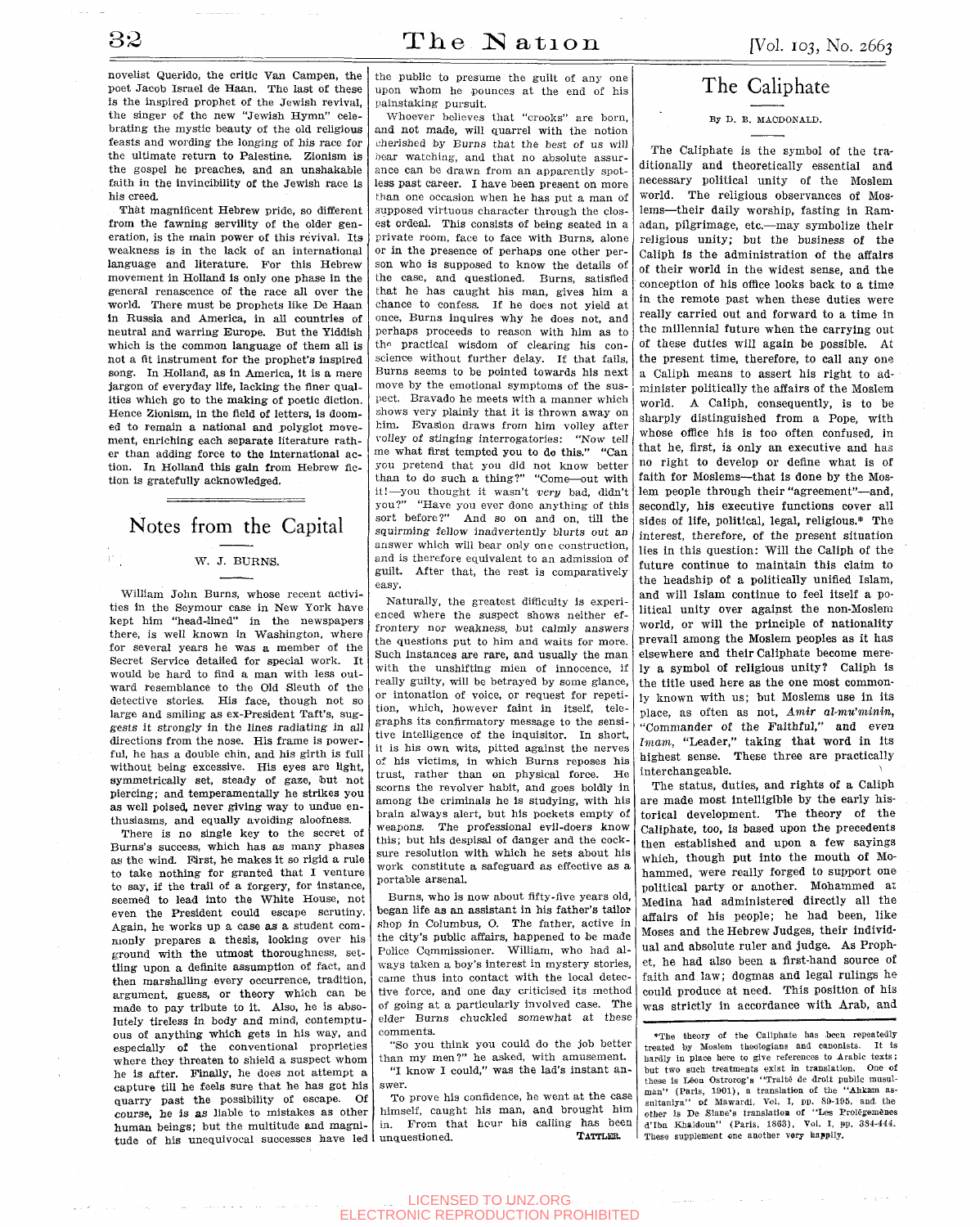novelist Querido, the critic Van Campen, the poet Jacob Israel de Haan. The last of these is the inspired prophet of the Jewish revival, the singer of the new "Jewish Hymn" celebrating the mystic beauty of the old religious feasts and wording the longing of his race for the ultimate return to Palestine. Zionism is the gospel he preaches, and an unshakable faith in the invincibility of the Jewish race is his creed.

That magnificent Hebrew pride, so different from the fawning servility of the older generation, is the main power of this revival. Its weakness is in the lack of an international language and literature. For this Hebrew movement in Holland is only one phase in the general renascence of the race all over the world. There must be prophets like De Haan in Russia and America, in all countries of neutral and warring Europe. But the Yiddish which is the common language of them all is not a fit instrument for the prophet's inspired song. In Holland, as in America, it is a mere jargon of everyday life, lacking the finer qualities which go to the making of poetic diction. Hence Zionism, in the field of letters, is doomed to remain a national and polyglot movement, enriching each separate literature rather than adding force to the international action. In Holland this gain from Hebrew fiction is gratefully acknowledged.

## Notes from the Capital

W. J. BURNS.

William John Burns, whose recent activities in the Seymour case in New York have kept him "head-lined" in the newspapers there, is well known in Washington, where for several years he was a member of the Secret Service detailed for special work. It would be hard to find a man with less outward resemblance to the Old Sleuth of the detective stories. His face, though not so large and smiling as ex-President Taft's, suggests it strongly in the lines radiating in all directions from the nose. His frame is powerful, he has a double chin, and his girth is full without being excessive. His eyes are light, symmetrically set, steady of gaze, but not piercing; and temperamentally he strikes you as well poised, never giving way to undue enthusiasms, and equally avoiding aloofness.

There is no single key to the secret of Burns's success, which has as many phases as the wind. First, he makes it so rigid a rule to take nothing for granted that I venture to say, if the trail of a forgery, for instance, seemed to lead into the White House, not even the President could escape scrutiny. Again, he works up a case as a student commonly prepares a thesis, looking over his ground with the utmost thoroughness, settling upon a definite assumption of fact, and then marshalling every occurrence, tradition, argument, guess, or theory which can be made to pay tribute to it. Also, he is absolutely tireless in body and mind, contemptuous of anything which gets in his way, and especially of the conventional proprieties where they threaten to shield a suspect whom he is after. Finally, he does not attempt a capture till he feels sure that he has got his quarry past the possibility of escape. Of course, he is as liable to mistakes as other human beings; but the multitude and magnitude of his unequivocal successes have led the public to presume the guilt of any one upon whom he pounces at the end of his painstaking pursuit.

Whoever believes that "crooks" are born, and not made, will quarrel with the notion cherished by Burns that the best of us will bear watching, and that no absolute assurance can be drawn from an apparently spotless past career. I have been present on more than one occasion when he has put a man of supposed virtuous character through the closest ordeal. This consists of being seated in a private room, face to face with Burns, alone or in the presence of perhaps one other person who is supposed to know the details of the case, and questioned. Burns, satisfied that he has caught his man, gives him a chance to confess. If he does not yield at once, Burns inquires why he does not, and perhaps proceeds to reason with him as to the practical wisdom of clearing his conscience without further delay. If that fails, Burns seems to be pointed towards his next move by the emotional symptoms of the suspect. Bravado he meets with a manner which shows very plainly that it is thrown away on him. Evasion draws from him volley after volley of stinging interrogatories: "Now tell me what first tempted you to do this." "Can you pretend that you did not know better than to do such a thing?" "Come—out with it!—you thought it wasn't *very* bad, didn't you?" "Have you ever done anything of this sort before?" And so on and on, till the squirming fellow inadvertently blurts out an answer which will bear only one construction, and is therefore equivalent to an admission of guilt. After that, the rest is comparatively easy.

Naturally, the greatest difficulty is experienced where the suspect shows neither effrontery nor weakness, but calmly answers the questions put to him and waits for more. Such instances are rare, and usually the man with the unshifting mien of innocence, if really guilty, will be betrayed by some glance, or intonation of voice, or request for repetition, which, however faint in itself, telegraphs its confirmatory message to the sensitive intelligence of the inquisitor. In short, it is his own wits, pitted against the nerves of his victims, in which Burns reposes his trust, rather than on physical force. He scorns the revolver habit, and goes boldly in among the criminals he is studying, with his brain always alert, but his pockets empty of weapons. The professional evil-doers know this; but his despisal of danger and the cocksure resolution with which he sets about his work constitute a safeguard as effective as a portable arsenal.

Burns, who is now about fifty-five years old, began life as an assistant in his father's tailor shop in Columbus, O. The father, active in the city's public affairs, happened to be made Police Commissioner. William, who had always taken a boy's interest in mystery stories, came thus into contact with the local detective force, and one day criticised its method of going at a particularly involved case. The elder Burns chuckled somewhat at these comments.

"So you think you could do the job better than my men?" he asked, with amusement.

"I know I could," was the lad's instant answer.

To prove his confidence, he went at the case himself, caught his man, and brought him in. From that hour his calling has been unquestioned.

TATTLER.

## The Caliphate

By D. B. MACDONALD.

The Caliphate is the symbol of the traditionally and theoretically essential and necessary political unity of the Moslem world. The religious observances of Moslems—their daily worship, fasting in Ramadan, pilgrimage, etc.—may symbolize their religious unity; but the business of the Caliph is the administration of the affairs of their world in the widest sense, and the conception of his office looks back to a time in the remote past when these duties were really carried out and forward to a time in the millennial future when the carrying out of these duties will again be possible. At the present time, therefore, to call any one a Caliph means to assert his right to administer politically the affairs of the Moslem world. A Caliph, consequently, is to be sharply distinguished from a Pope, with whose office his is too often confused, in that he, first, is only an executive and has no right to develop or define what is of faith for Moslems—that is done by the Moslem people through their "agreement"—and, secondly, his executive functions cover all sides of life, political, legal, religious.* The interest, therefore, of the present situation lies in this question: Will the Caliph of the future continue to maintain this claim to the headship of a politically unified Islam, and will Islam continue to feel itself a political unity over against the non-Moslem world, or will the principle of nationality prevail among the Moslem peoples as it has elsewhere and their Caliphate become merely a symbol of religious unity? Caliph is the title used here as the one most commonly known with us; but Moslems use in its place, as often as not, *Amir al-mu'minin*, "Commander of the Faithful," and even *Imam*, "Leader," taking that word in its highest sense. These three are practically interchangeable.

The status, duties, and rights of a Caliph are made most intelligible by the early historical development. The theory of the Caliphate, too, is based upon the precedents then established and upon a few sayings which, though put into the mouth of Mohammed, were really forged to support one political party or another. Mohammed at Medina had administered directly all the affairs of his people; he had been, like Moses and the Hebrew Judges, their individual and absolute ruler and judge. As Prophet, he had also been a first-hand source of faith and law; dogmas and legal rulings he could produce at need. This position of his was strictly in accordance with Arab, and

*The theory of the Caliphate has been repeatedly treated by Moslem theologians and canonists. It is hardly in place here to give references to Arabic texts; but two such treatments exist in translation. One of these is Léon Ostrorog's "Traité de droit public musulman" (Paris, 1901), a translation of the "Ahkam as-sultaniya" of Mawardi. Vol. I, pp. 89-195, and the other is De Slane's translation of "Les Prolégomènes d'Ibn Khaldoun" (Paris, 1863), Vol. I, pp. 384-444. These supplement one another very happily.